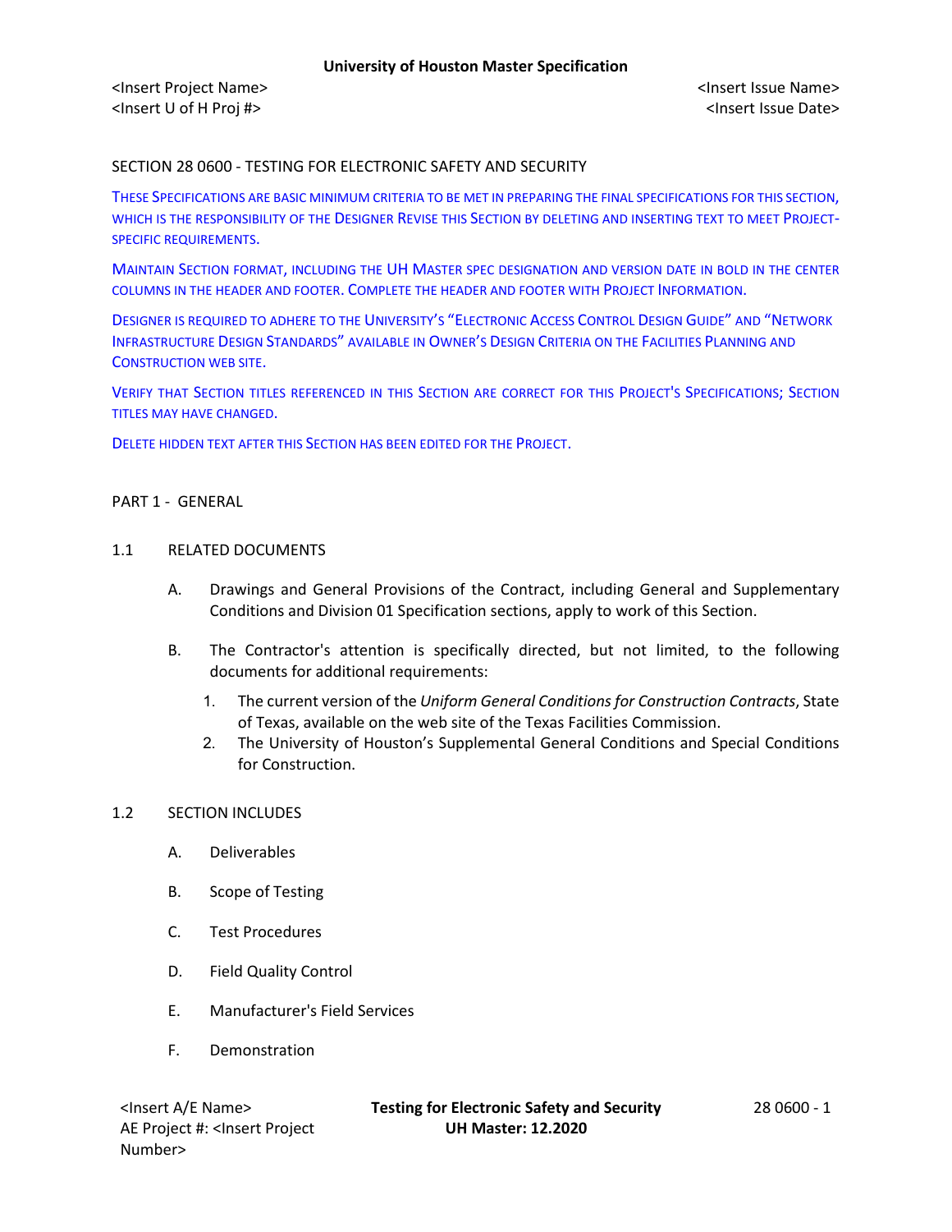SECTION 28 0600 - TESTING FOR ELECTRONIC SAFETY AND SECURITY

THESE SPECIFICATIONS ARE BASIC MINIMUM CRITERIA TO BE MET IN PREPARING THE FINAL SPECIFICATIONS FOR THIS SECTION, WHICH IS THE RESPONSIBILITY OF THE DESIGNER REVISE THIS SECTION BY DELETING AND INSERTING TEXT TO MEET PROJECT-SPECIFIC REQUIREMENTS.

MAINTAIN SECTION FORMAT, INCLUDING THE UH MASTER SPEC DESIGNATION AND VERSION DATE IN BOLD IN THE CENTER COLUMNS IN THE HEADER AND FOOTER. COMPLETE THE HEADER AND FOOTER WITH PROJECT INFORMATION.

DESIGNER IS REQUIRED TO ADHERE TO THE UNIVERSITY'S "ELECTRONIC ACCESS CONTROL DESIGN GUIDE" AND "NETWORK INFRASTRUCTURE DESIGN STANDARDS" AVAILABLE IN OWNER'S DESIGN CRITERIA ON THE FACILITIES PLANNING AND CONSTRUCTION WEB SITE.

VERIFY THAT SECTION TITLES REFERENCED IN THIS SECTION ARE CORRECT FOR THIS PROJECT'S SPECIFICATIONS; SECTION TITLES MAY HAVE CHANGED.

DELETE HIDDEN TEXT AFTER THIS SECTION HAS BEEN EDITED FOR THE PROJECT.

PART 1 - GENERAL

1.1 RELATED DOCUMENTS

A. Drawings and General Provisions of the Contract, including General and Supplementary Conditions and Division 01 Specification sections, apply to work of this Section.

B. The Contractor's attention is specifically directed, but not limited, to the following documents for additional requirements:

1. The current version of the *Uniform General Conditions for Construction Contracts*, State of Texas, available on the web site of the Texas Facilities Commission.
2. The University of Houston's Supplemental General Conditions and Special Conditions for Construction.

1.2 SECTION INCLUDES

A. Deliverables

B. Scope of Testing

C. Test Procedures

D. Field Quality Control

E. Manufacturer's Field Services

F. Demonstration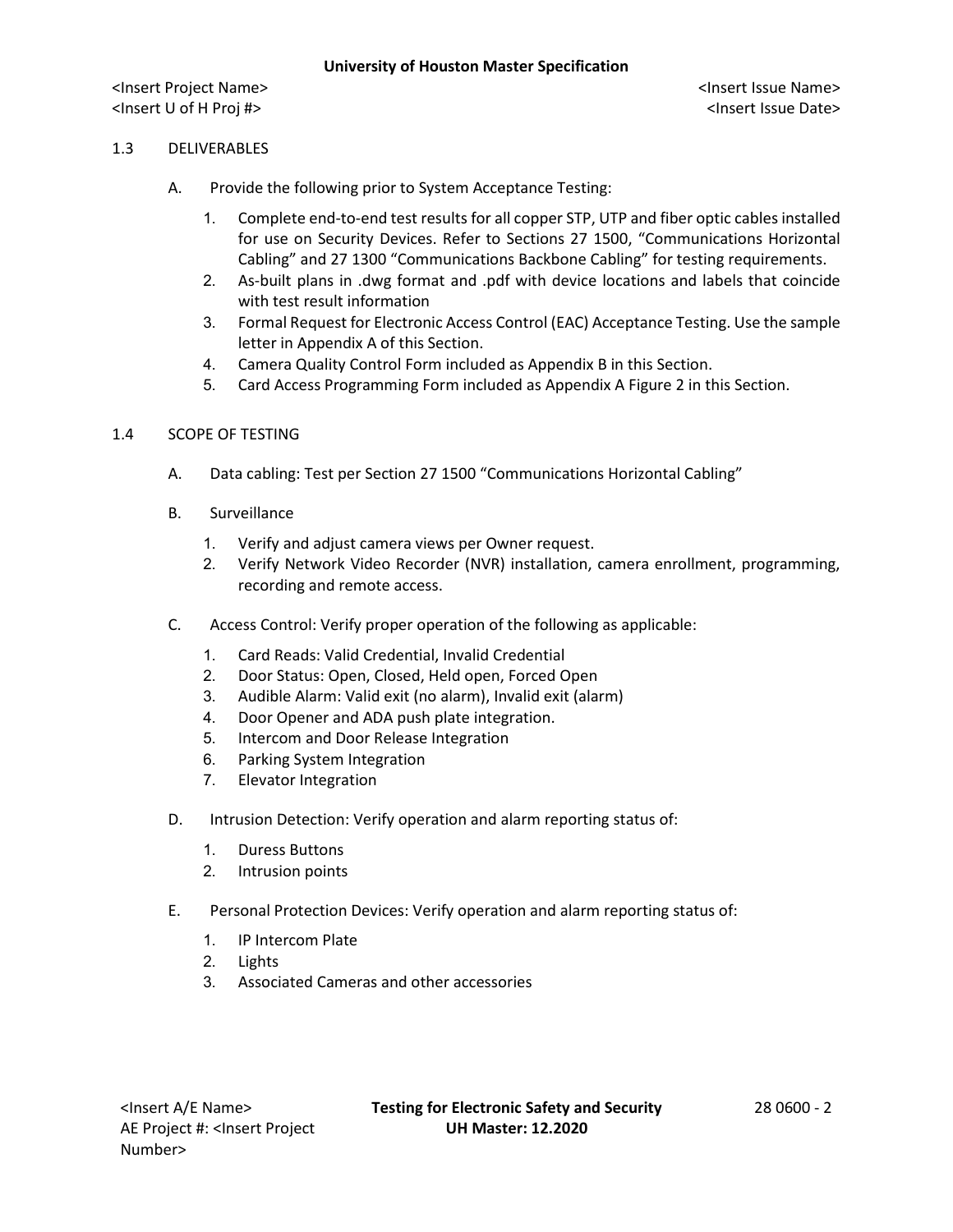## 1.3 DELIVERABLES

A. Provide the following prior to System Acceptance Testing:

1. Complete end-to-end test results for all copper STP, UTP and fiber optic cables installed for use on Security Devices. Refer to Sections 27 1500, "Communications Horizontal Cabling" and 27 1300 "Communications Backbone Cabling" for testing requirements.
2. As-built plans in .dwg format and .pdf with device locations and labels that coincide with test result information
3. Formal Request for Electronic Access Control (EAC) Acceptance Testing. Use the sample letter in Appendix A of this Section.
4. Camera Quality Control Form included as Appendix B in this Section.
5. Card Access Programming Form included as Appendix A Figure 2 in this Section.

## 1.4 SCOPE OF TESTING

A. Data cabling: Test per Section 27 1500 "Communications Horizontal Cabling"

B. Surveillance

1. Verify and adjust camera views per Owner request.
2. Verify Network Video Recorder (NVR) installation, camera enrollment, programming, recording and remote access.

C. Access Control: Verify proper operation of the following as applicable:

1. Card Reads: Valid Credential, Invalid Credential
2. Door Status: Open, Closed, Held open, Forced Open
3. Audible Alarm: Valid exit (no alarm), Invalid exit (alarm)
4. Door Opener and ADA push plate integration.
5. Intercom and Door Release Integration
6. Parking System Integration
7. Elevator Integration

D. Intrusion Detection: Verify operation and alarm reporting status of:

1. Duress Buttons
2. Intrusion points

E. Personal Protection Devices: Verify operation and alarm reporting status of:

1. IP Intercom Plate
2. Lights
3. Associated Cameras and other accessories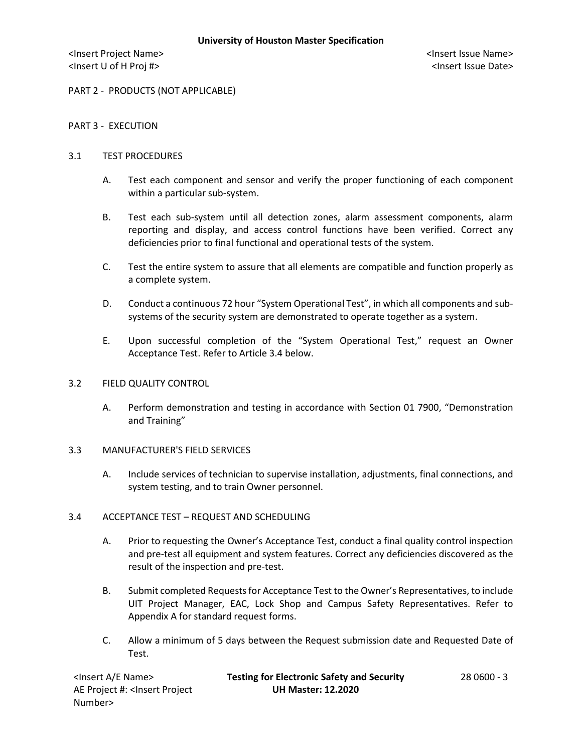## PART 2 - PRODUCTS (NOT APPLICABLE)

## PART 3 - EXECUTION

### 3.1 TEST PROCEDURES

A. Test each component and sensor and verify the proper functioning of each component within a particular sub-system.

B. Test each sub-system until all detection zones, alarm assessment components, alarm reporting and display, and access control functions have been verified. Correct any deficiencies prior to final functional and operational tests of the system.

C. Test the entire system to assure that all elements are compatible and function properly as a complete system.

D. Conduct a continuous 72 hour "System Operational Test", in which all components and sub-systems of the security system are demonstrated to operate together as a system.

E. Upon successful completion of the "System Operational Test," request an Owner Acceptance Test. Refer to Article 3.4 below.

### 3.2 FIELD QUALITY CONTROL

A. Perform demonstration and testing in accordance with Section 01 7900, "Demonstration and Training"

### 3.3 MANUFACTURER'S FIELD SERVICES

A. Include services of technician to supervise installation, adjustments, final connections, and system testing, and to train Owner personnel.

### 3.4 ACCEPTANCE TEST – REQUEST AND SCHEDULING

A. Prior to requesting the Owner's Acceptance Test, conduct a final quality control inspection and pre-test all equipment and system features. Correct any deficiencies discovered as the result of the inspection and pre-test.

B. Submit completed Requests for Acceptance Test to the Owner's Representatives, to include UIT Project Manager, EAC, Lock Shop and Campus Safety Representatives. Refer to Appendix A for standard request forms.

C. Allow a minimum of 5 days between the Request submission date and Requested Date of Test.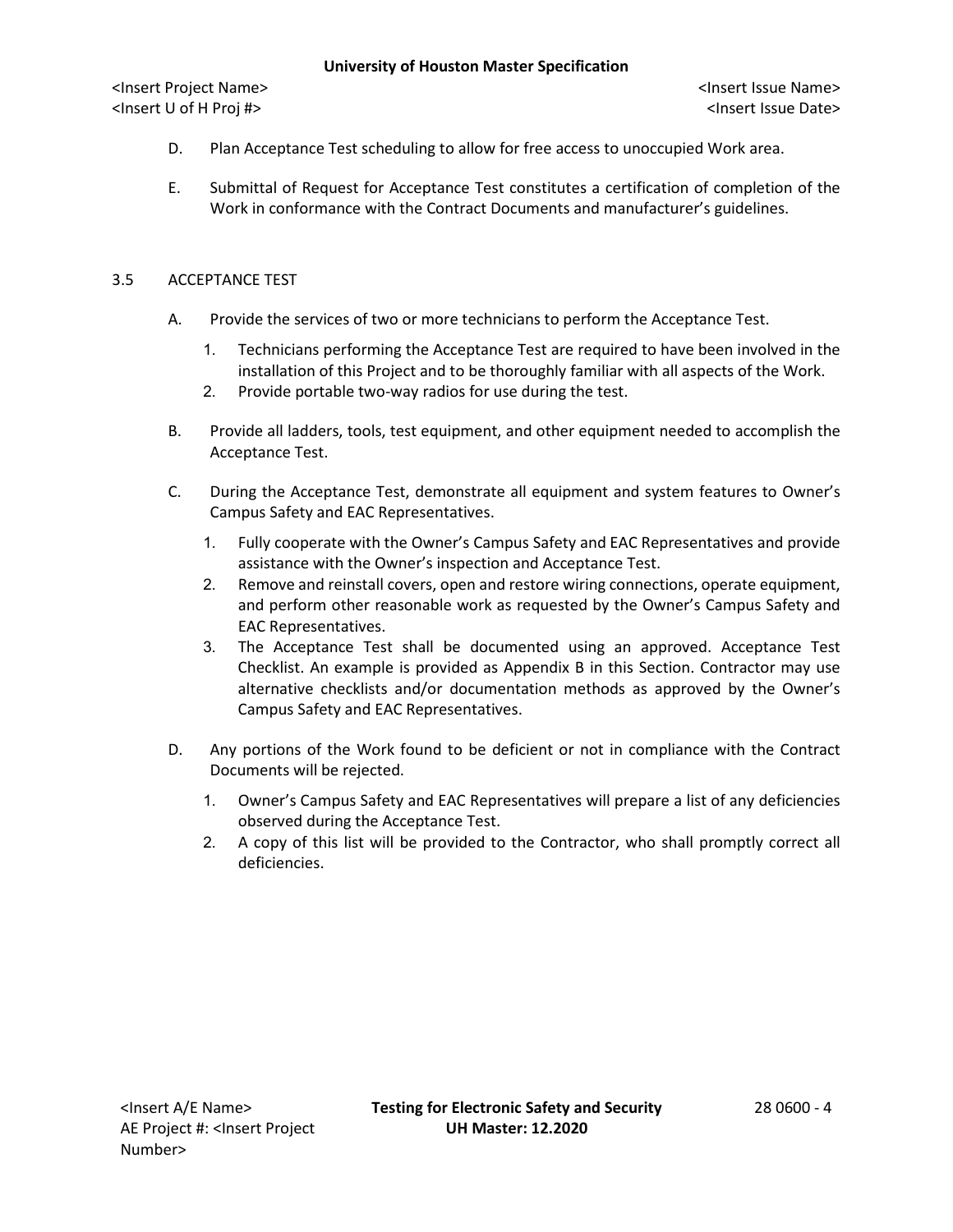D. Plan Acceptance Test scheduling to allow for free access to unoccupied Work area.

E. Submittal of Request for Acceptance Test constitutes a certification of completion of the Work in conformance with the Contract Documents and manufacturer's guidelines.

## 3.5 ACCEPTANCE TEST

A. Provide the services of two or more technicians to perform the Acceptance Test.

1. Technicians performing the Acceptance Test are required to have been involved in the installation of this Project and to be thoroughly familiar with all aspects of the Work.
2. Provide portable two-way radios for use during the test.

B. Provide all ladders, tools, test equipment, and other equipment needed to accomplish the Acceptance Test.

C. During the Acceptance Test, demonstrate all equipment and system features to Owner's Campus Safety and EAC Representatives.

1. Fully cooperate with the Owner's Campus Safety and EAC Representatives and provide assistance with the Owner's inspection and Acceptance Test.
2. Remove and reinstall covers, open and restore wiring connections, operate equipment, and perform other reasonable work as requested by the Owner's Campus Safety and EAC Representatives.
3. The Acceptance Test shall be documented using an approved. Acceptance Test Checklist. An example is provided as Appendix B in this Section. Contractor may use alternative checklists and/or documentation methods as approved by the Owner's Campus Safety and EAC Representatives.

D. Any portions of the Work found to be deficient or not in compliance with the Contract Documents will be rejected.

1. Owner's Campus Safety and EAC Representatives will prepare a list of any deficiencies observed during the Acceptance Test.
2. A copy of this list will be provided to the Contractor, who shall promptly correct all deficiencies.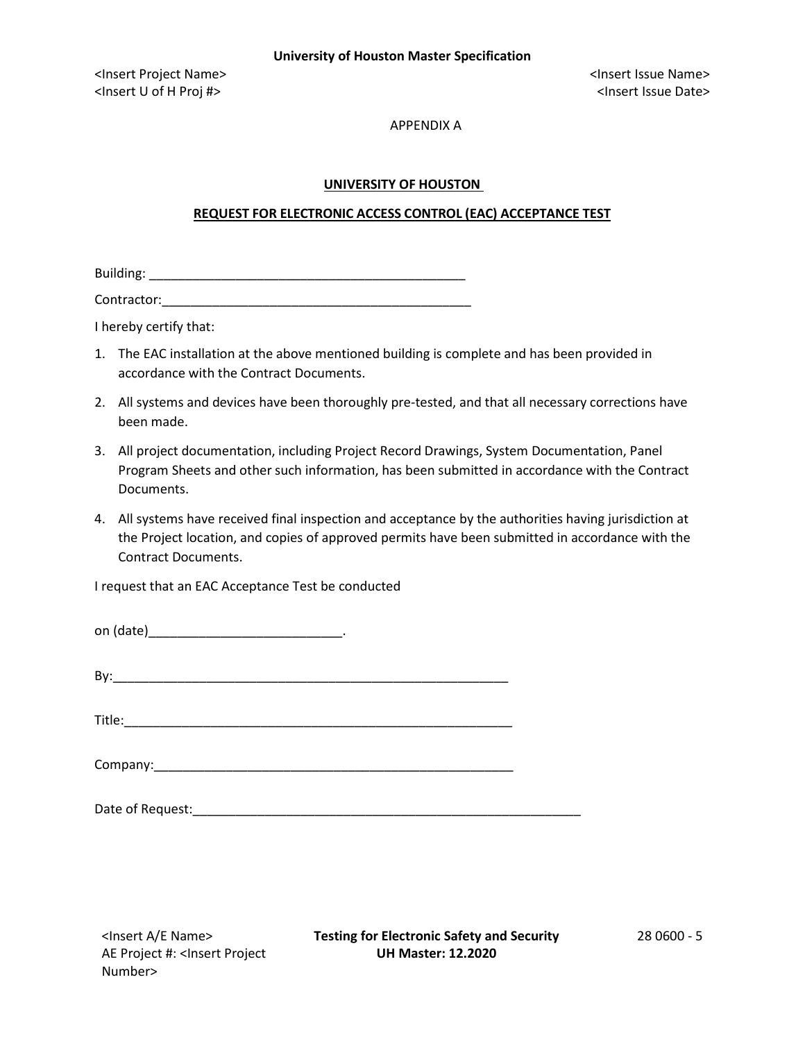APPENDIX A

**UNIVERSITY OF HOUSTON**

**REQUEST FOR ELECTRONIC ACCESS CONTROL (EAC) ACCEPTANCE TEST**

Building: _____________________________________________

Contractor:____________________________________________

I hereby certify that:

1. The EAC installation at the above mentioned building is complete and has been provided in accordance with the Contract Documents.
2. All systems and devices have been thoroughly pre-tested, and that all necessary corrections have been made.
3. All project documentation, including Project Record Drawings, System Documentation, Panel Program Sheets and other such information, has been submitted in accordance with the Contract Documents.
4. All systems have received final inspection and acceptance by the authorities having jurisdiction at the Project location, and copies of approved permits have been submitted in accordance with the Contract Documents.

I request that an EAC Acceptance Test be conducted

on (date)___________________________.

By:________________________________________________________

Title:______________________________________________________

Company:___________________________________________________

Date of Request:______________________________________________________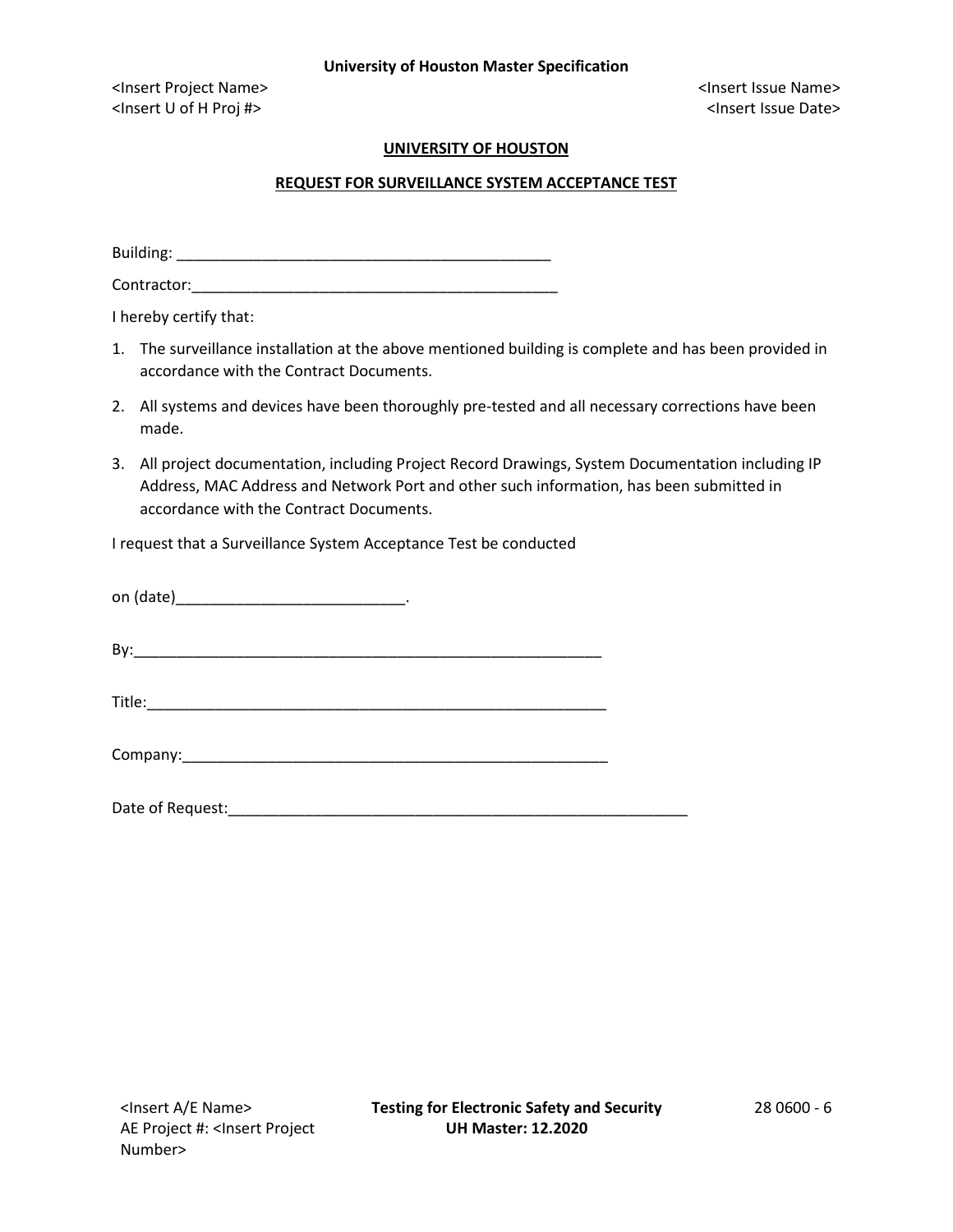## UNIVERSITY OF HOUSTON

## REQUEST FOR SURVEILLANCE SYSTEM ACCEPTANCE TEST

Building: _____________________________________________

Contractor:____________________________________________

I hereby certify that:

1. The surveillance installation at the above mentioned building is complete and has been provided in accordance with the Contract Documents.
2. All systems and devices have been thoroughly pre-tested and all necessary corrections have been made.
3. All project documentation, including Project Record Drawings, System Documentation including IP Address, MAC Address and Network Port and other such information, has been submitted in accordance with the Contract Documents.

I request that a Surveillance System Acceptance Test be conducted

on (date)___________________________.

By:_________________________________________________________

Title:_______________________________________________________

Company:____________________________________________________

Date of Request:________________________________________________________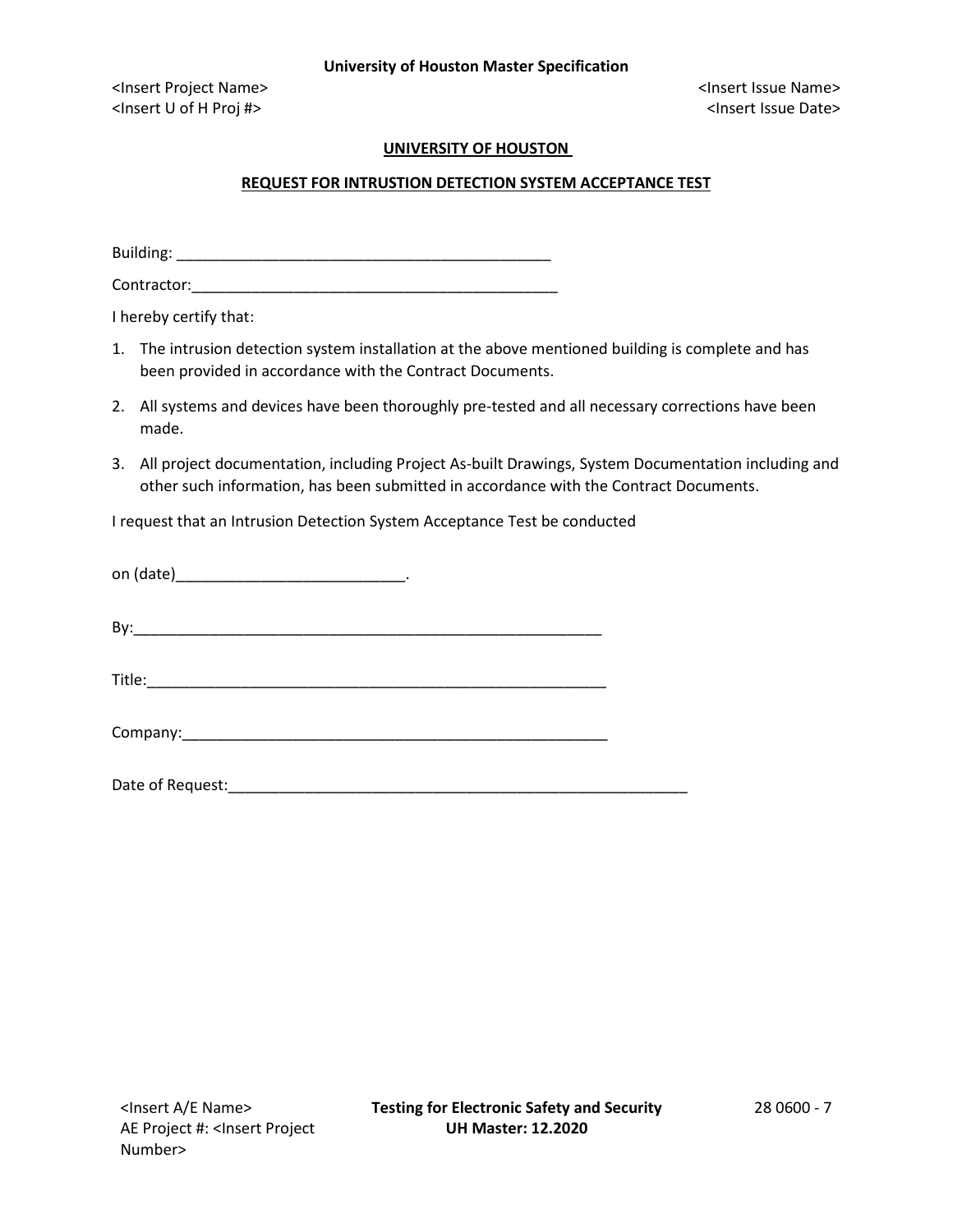## UNIVERSITY OF HOUSTON

## REQUEST FOR INTRUSTION DETECTION SYSTEM ACCEPTANCE TEST

Building: ____________________________________________

Contractor:____________________________________________

I hereby certify that:

1. The intrusion detection system installation at the above mentioned building is complete and has been provided in accordance with the Contract Documents.
2. All systems and devices have been thoroughly pre-tested and all necessary corrections have been made.
3. All project documentation, including Project As-built Drawings, System Documentation including and other such information, has been submitted in accordance with the Contract Documents.

I request that an Intrusion Detection System Acceptance Test be conducted

on (date)__________________________.

By:_______________________________________________________

Title:_____________________________________________________

Company:__________________________________________________

Date of Request:_____________________________________________________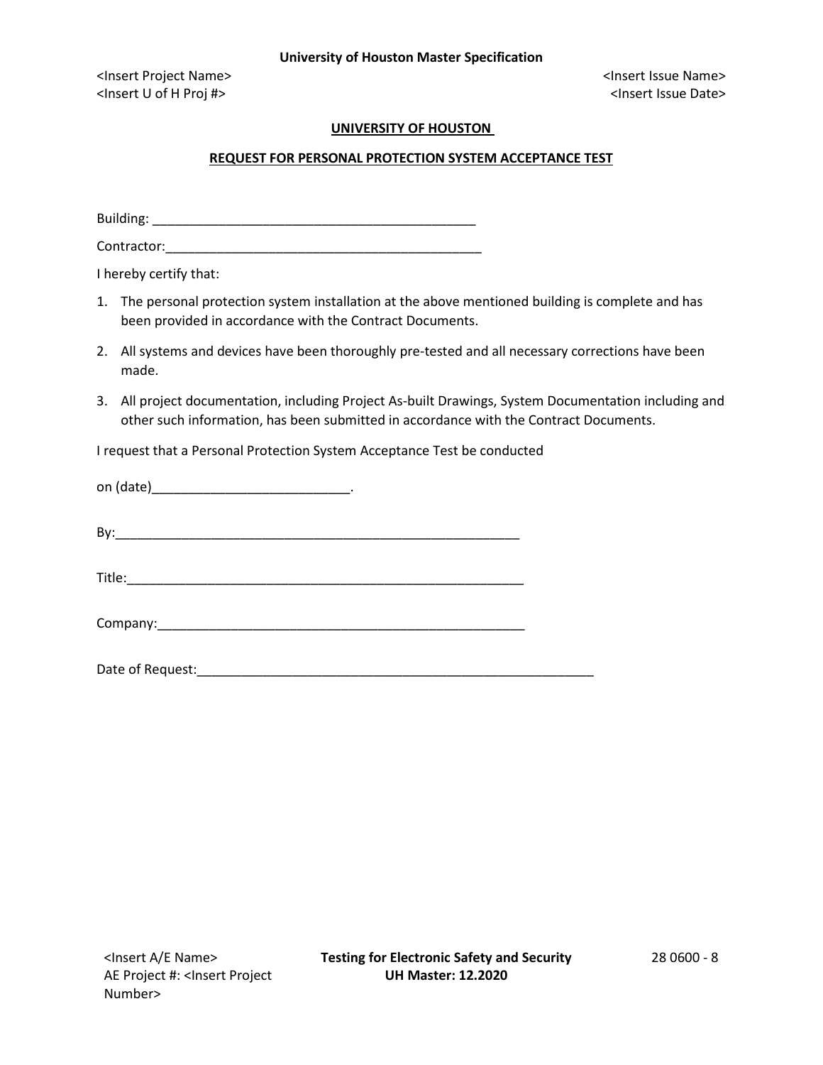## UNIVERSITY OF HOUSTON

## REQUEST FOR PERSONAL PROTECTION SYSTEM ACCEPTANCE TEST

Building: _____________________________________________

Contractor:____________________________________________

I hereby certify that:

1. The personal protection system installation at the above mentioned building is complete and has been provided in accordance with the Contract Documents.
2. All systems and devices have been thoroughly pre-tested and all necessary corrections have been made.
3. All project documentation, including Project As-built Drawings, System Documentation including and other such information, has been submitted in accordance with the Contract Documents.

I request that a Personal Protection System Acceptance Test be conducted

on (date)___________________________.

By:________________________________________________________

Title:______________________________________________________

Company:___________________________________________________

Date of Request:_______________________________________________________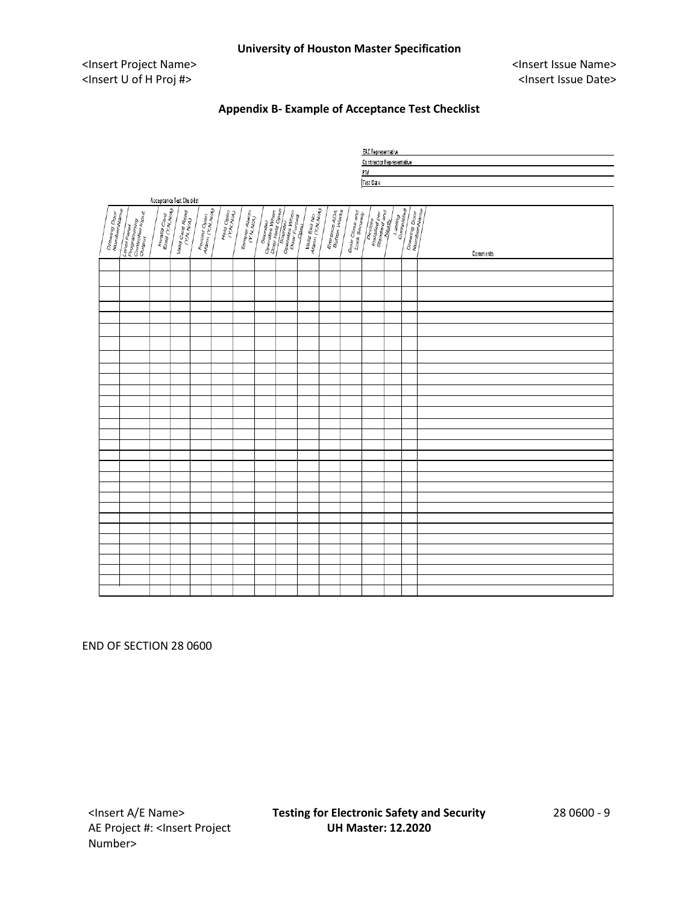University of Houston Master Specification

<Insert Project Name> <Insert Issue Name>
<Insert U of H Proj #> <Insert Issue Date>

## Appendix B- Example of Acceptance Test Checklist

EAC Representative
Contractor Representative
PM
Test Date

Acceptance Test Checklist

| Drawing Door Number/Name | Level Panel Programming Controller/Input Output | Invalid Card Read (Y,N,N/A) | Valid Card Read (Y,N,N/A) | Forced Open Alarm (Y,N,N/A) | Held Open (Y,N,N/A) | Tamper Alarm (Y,N,N/A) | Sounder Operates When Door Held Open | Sounder Operates When Door Forced Open | Valid Exit No Alarm (Y,N,N/A) | Entrance ADA Button Works | Door Close and Lock Securely | Devices Installed per Standard and Neatly | Labeling Completed | Drawing Door Number/Name | Comments |
|---|---|---|---|---|---|---|---|---|---|---|---|---|---|---|---|
| | | | | | | | | | | | | | | | |
| | | | | | | | | | | | | | | | |
| | | | | | | | | | | | | | | | |
| | | | | | | | | | | | | | | | |
| | | | | | | | | | | | | | | | |
| | | | | | | | | | | | | | | | |
| | | | | | | | | | | | | | | | |
| | | | | | | | | | | | | | | | |
| | | | | | | | | | | | | | | | |
| | | | | | | | | | | | | | | | |
| | | | | | | | | | | | | | | | |
| | | | | | | | | | | | | | | | |
| | | | | | | | | | | | | | | | |
| | | | | | | | | | | | | | | | |
| | | | | | | | | | | | | | | | |
| | | | | | | | | | | | | | | | |
| | | | | | | | | | | | | | | | |
| | | | | | | | | | | | | | | | |
| | | | | | | | | | | | | | | | |
| | | | | | | | | | | | | | | | |
| | | | | | | | | | | | | | | | |
| | | | | | | | | | | | | | | | |
| | | | | | | | | | | | | | | | |
| | | | | | | | | | | | | | | | |
| | | | | | | | | | | | | | | | |
| | | | | | | | | | | | | | | | |
| | | | | | | | | | | | | | | | |
| | | | | | | | | | | | | | | | |
| | | | | | | | | | | | | | | | |
| | | | | | | | | | | | | | | | |
| | | | | | | | | | | | | | | | |
| | | | | | | | | | | | | | | | |
| | | | | | | | | | | | | | | | |

END OF SECTION 28 0600